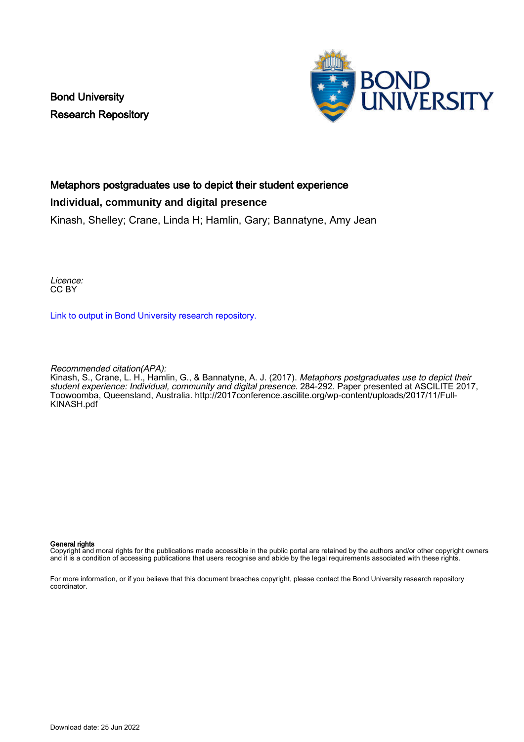Bond University
Research Repository

# Metaphors postgraduates use to depict their student experience

## Individual, community and digital presence

Kinash, Shelley; Crane, Linda H; Hamlin, Gary; Bannatyne, Amy Jean

*Licence:*
CC BY

[Link to output in Bond University research repository.]

*Recommended citation(APA):*
Kinash, S., Crane, L. H., Hamlin, G., & Bannatyne, A. J. (2017). *Metaphors postgraduates use to depict their student experience: Individual, community and digital presence.* 284-292. Paper presented at ASCILITE 2017, Toowoomba, Queensland, Australia. http://2017conference.ascilite.org/wp-content/uploads/2017/11/Full-KINASH.pdf

**General rights**
Copyright and moral rights for the publications made accessible in the public portal are retained by the authors and/or other copyright owners and it is a condition of accessing publications that users recognise and abide by the legal requirements associated with these rights.

For more information, or if you believe that this document breaches copyright, please contact the Bond University research repository coordinator.

Download date: 25 Jun 2022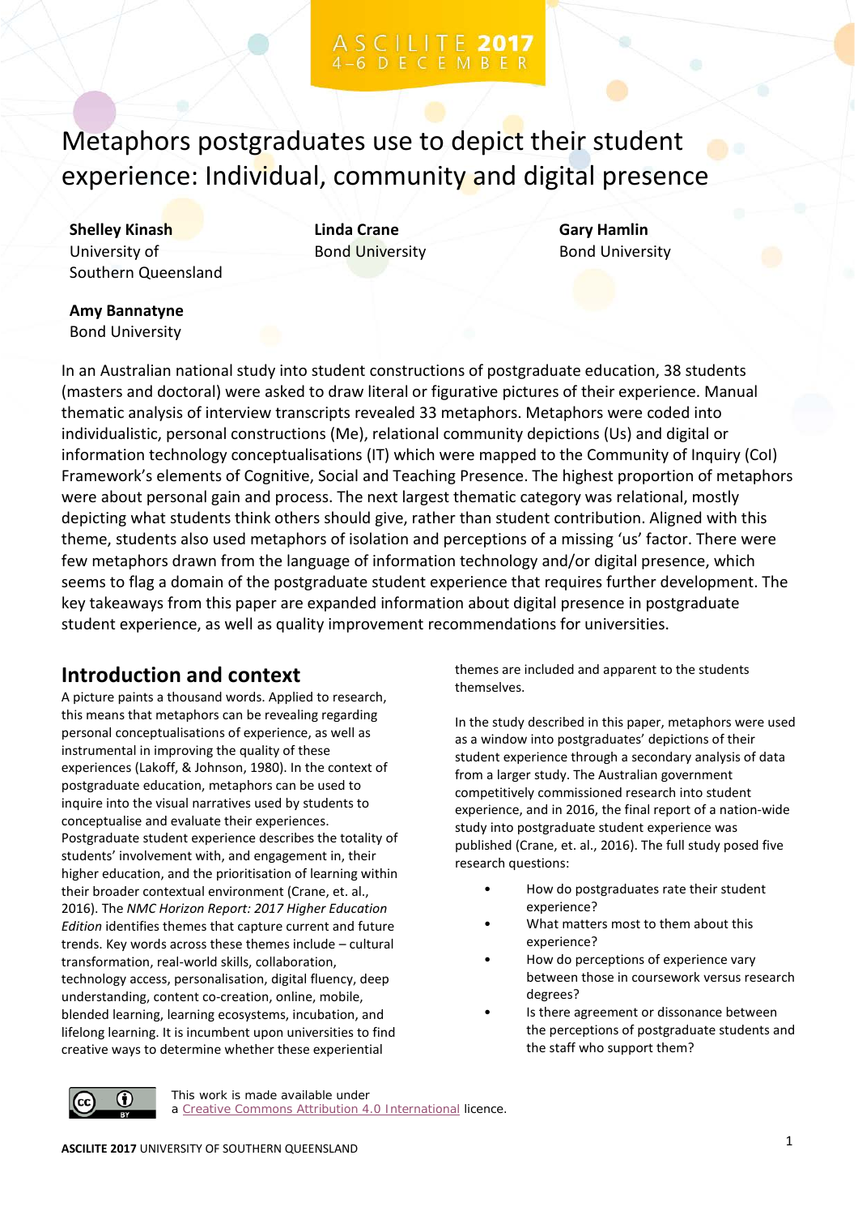# Metaphors postgraduates use to depict their student experience: Individual, community and digital presence

**Shelley Kinash**
University of Southern Queensland

**Linda Crane**
Bond University

**Gary Hamlin**
Bond University

**Amy Bannatyne**
Bond University

In an Australian national study into student constructions of postgraduate education, 38 students (masters and doctoral) were asked to draw literal or figurative pictures of their experience. Manual thematic analysis of interview transcripts revealed 33 metaphors. Metaphors were coded into individualistic, personal constructions (Me), relational community depictions (Us) and digital or information technology conceptualisations (IT) which were mapped to the Community of Inquiry (CoI) Framework's elements of Cognitive, Social and Teaching Presence. The highest proportion of metaphors were about personal gain and process. The next largest thematic category was relational, mostly depicting what students think others should give, rather than student contribution. Aligned with this theme, students also used metaphors of isolation and perceptions of a missing 'us' factor. There were few metaphors drawn from the language of information technology and/or digital presence, which seems to flag a domain of the postgraduate student experience that requires further development. The key takeaways from this paper are expanded information about digital presence in postgraduate student experience, as well as quality improvement recommendations for universities.

## Introduction and context

A picture paints a thousand words. Applied to research, this means that metaphors can be revealing regarding personal conceptualisations of experience, as well as instrumental in improving the quality of these experiences (Lakoff, & Johnson, 1980). In the context of postgraduate education, metaphors can be used to inquire into the visual narratives used by students to conceptualise and evaluate their experiences. Postgraduate student experience describes the totality of students' involvement with, and engagement in, their higher education, and the prioritisation of learning within their broader contextual environment (Crane, et. al., 2016). The *NMC Horizon Report: 2017 Higher Education Edition* identifies themes that capture current and future trends. Key words across these themes include – cultural transformation, real-world skills, collaboration, technology access, personalisation, digital fluency, deep understanding, content co-creation, online, mobile, blended learning, learning ecosystems, incubation, and lifelong learning. It is incumbent upon universities to find creative ways to determine whether these experiential themes are included and apparent to the students themselves.

In the study described in this paper, metaphors were used as a window into postgraduates' depictions of their student experience through a secondary analysis of data from a larger study. The Australian government competitively commissioned research into student experience, and in 2016, the final report of a nation-wide study into postgraduate student experience was published (Crane, et. al., 2016). The full study posed five research questions:

- How do postgraduates rate their student experience?
- What matters most to them about this experience?
- How do perceptions of experience vary between those in coursework versus research degrees?
- Is there agreement or dissonance between the perceptions of postgraduate students and the staff who support them?

This work is made available under a Creative Commons Attribution 4.0 International licence.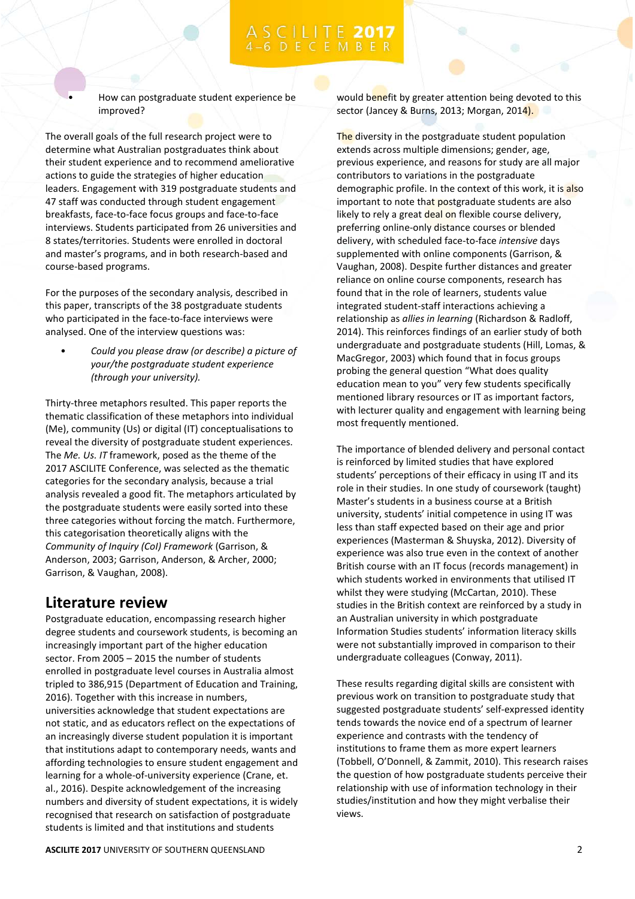- How can postgraduate student experience be improved?

The overall goals of the full research project were to determine what Australian postgraduates think about their student experience and to recommend ameliorative actions to guide the strategies of higher education leaders. Engagement with 319 postgraduate students and 47 staff was conducted through student engagement breakfasts, face-to-face focus groups and face-to-face interviews. Students participated from 26 universities and 8 states/territories. Students were enrolled in doctoral and master's programs, and in both research-based and course-based programs.

For the purposes of the secondary analysis, described in this paper, transcripts of the 38 postgraduate students who participated in the face-to-face interviews were analysed. One of the interview questions was:

- *Could you please draw (or describe) a picture of your/the postgraduate student experience (through your university).*

Thirty-three metaphors resulted. This paper reports the thematic classification of these metaphors into individual (Me), community (Us) or digital (IT) conceptualisations to reveal the diversity of postgraduate student experiences. The *Me. Us. IT* framework, posed as the theme of the 2017 ASCILITE Conference, was selected as the thematic categories for the secondary analysis, because a trial analysis revealed a good fit. The metaphors articulated by the postgraduate students were easily sorted into these three categories without forcing the match. Furthermore, this categorisation theoretically aligns with the *Community of Inquiry (CoI) Framework* (Garrison, & Anderson, 2003; Garrison, Anderson, & Archer, 2000; Garrison, & Vaughan, 2008).

## Literature review

Postgraduate education, encompassing research higher degree students and coursework students, is becoming an increasingly important part of the higher education sector. From 2005 – 2015 the number of students enrolled in postgraduate level courses in Australia almost tripled to 386,915 (Department of Education and Training, 2016). Together with this increase in numbers, universities acknowledge that student expectations are not static, and as educators reflect on the expectations of an increasingly diverse student population it is important that institutions adapt to contemporary needs, wants and affording technologies to ensure student engagement and learning for a whole-of-university experience (Carias, et. al., 2016). Despite acknowledgement of the increasing numbers and diversity of student expectations, it is widely recognised that research on satisfaction of postgraduate students is limited and that institutions and students would benefit by greater attention being devoted to this sector (Jancey & Burns, 2013; Morgan, 2014).

The diversity in the postgraduate student population extends across multiple dimensions; gender, age, previous experience, and reasons for study are all major contributors to variations in the postgraduate demographic profile. In the context of this work, it is also important to note that postgraduate students are also likely to rely a great deal on flexible course delivery, preferring online-only distance courses or blended delivery, with scheduled face-to-face *intensive* days supplemented with online components (Garrison, & Vaughan, 2008). Despite further distances and greater reliance on online course components, research has found that in the role of learners, students value integrated student-staff interactions achieving a relationship as *allies in learning* (Richardson & Radloff, 2014). This reinforces findings of an earlier study of both undergraduate and postgraduate students (Hill, Lomas, & MacGregor, 2003) which found that in focus groups probing the general question "What does quality education mean to you" very few students specifically mentioned library resources or IT as important factors, with lecturer quality and engagement with learning being most frequently mentioned.

The importance of blended delivery and personal contact is reinforced by limited studies that have explored students' perceptions of their efficacy in using IT and its role in their studies. In one study of coursework (taught) Master's students in a business course at a British university, students' initial competence in using IT was less than staff expected based on their age and prior experiences (Masterman & Shyuska, 2012). Diversity of experience was also true even in the context of another British course with an IT focus (records management) in which students worked in environments that utilised IT whilst they were studying (McCartan, 2010). These studies in the British context are reinforced by a study in an Australian university in which postgraduate Information Studies students' information literacy skills were not substantially improved in comparison to their undergraduate colleagues (Conway, 2011).

These results regarding digital skills are consistent with previous work on transition to postgraduate study that suggested postgraduate students' self-expressed identity tends towards the novice end of a spectrum of learner experience and contrasts with the tendency of institutions to frame them as more expert learners (Tobbell, O'Donnell, & Zammit, 2010). This research raises the question of how postgraduate students perceive their relationship with use of information technology in their studies/institution and how they might verbalise their views.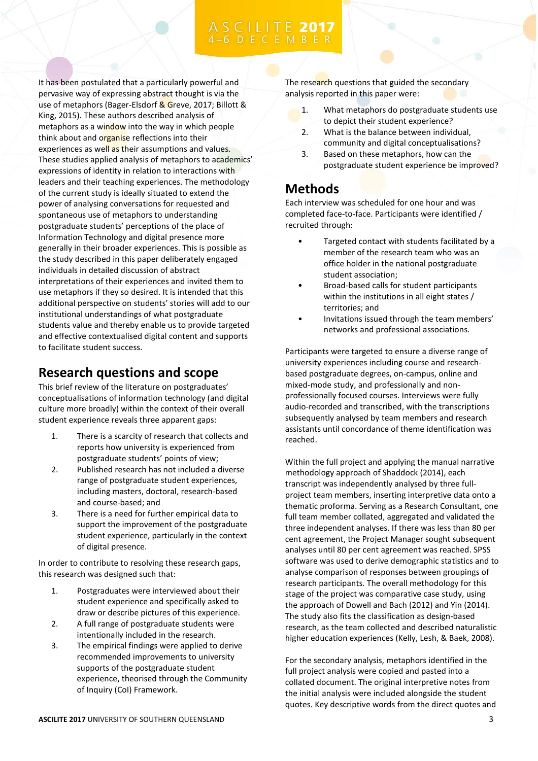It has been postulated that a particularly powerful and pervasive way of expressing abstract thought is via the use of metaphors (Bager-Elsdorf & Greve, 2017; Billott & King, 2015). These authors described analysis of metaphors as a window into the way in which people think about and organise reflections into their experiences as well as their assumptions and values. These studies applied analysis of metaphors to academics' expressions of identity in relation to interactions with leaders and their teaching experiences. The methodology of the current study is ideally situated to extend the power of analysing conversations for requested and spontaneous use of metaphors to understanding postgraduate students' perceptions of the place of Information Technology and digital presence more generally in their broader experiences. This is possible as the study described in this paper deliberately engaged individuals in detailed discussion of abstract interpretations of their experiences and invited them to use metaphors if they so desired. It is intended that this additional perspective on students' stories will add to our institutional understandings of what postgraduate students value and thereby enable us to provide targeted and effective contextualised digital content and supports to facilitate student success.

## Research questions and scope

This brief review of the literature on postgraduates' conceptualisations of information technology (and digital culture more broadly) within the context of their overall student experience reveals three apparent gaps:

1. There is a scarcity of research that collects and reports how university is experienced from postgraduate students' points of view;
2. Published research has not included a diverse range of postgraduate student experiences, including masters, doctoral, research-based and course-based; and
3. There is a need for further empirical data to support the improvement of the postgraduate student experience, particularly in the context of digital presence.

In order to contribute to resolving these research gaps, this research was designed such that:

1. Postgraduates were interviewed about their student experience and specifically asked to draw or describe pictures of this experience.
2. A full range of postgraduate students were intentionally included in the research.
3. The empirical findings were applied to derive recommended improvements to university supports of the postgraduate student experience, theorised through the Community of Inquiry (CoI) Framework.

The research questions that guided the secondary analysis reported in this paper were:

1. What metaphors do postgraduate students use to depict their student experience?
2. What is the balance between individual, community and digital conceptualisations?
3. Based on these metaphors, how can the postgraduate student experience be improved?

## Methods

Each interview was scheduled for one hour and was completed face-to-face. Participants were identified / recruited through:

- Targeted contact with students facilitated by a member of the research team who was an office holder in the national postgraduate student association;
- Broad-based calls for student participants within the institutions in all eight states / territories; and
- Invitations issued through the team members' networks and professional associations.

Participants were targeted to ensure a diverse range of university experiences including course and research-based postgraduate degrees, on-campus, online and mixed-mode study, and professionally and non-professionally focused courses. Interviews were fully audio-recorded and transcribed, with the transcriptions subsequently analysed by team members and research assistants until concordance of theme identification was reached.

Within the full project and applying the manual narrative methodology approach of Shaddock (2014), each transcript was independently analysed by three full-project team members, inserting interpretive data onto a thematic proforma. Serving as a Research Consultant, one full team member collated, aggregated and validated the three independent analyses. If there was less than 80 per cent agreement, the Project Manager sought subsequent analyses until 80 per cent agreement was reached. SPSS software was used to derive demographic statistics and to analyse comparison of responses between groupings of research participants. The overall methodology for this stage of the project was comparative case study, using the approach of Dowell and Bach (2012) and Yin (2014). The study also fits the classification as design-based research, as the team collected and described naturalistic higher education experiences (Kelly, Lesh, & Baek, 2008).

For the secondary analysis, metaphors identified in the full project analysis were copied and pasted into a collated document. The original interpretive notes from the initial analysis were included alongside the student quotes. Key descriptive words from the direct quotes and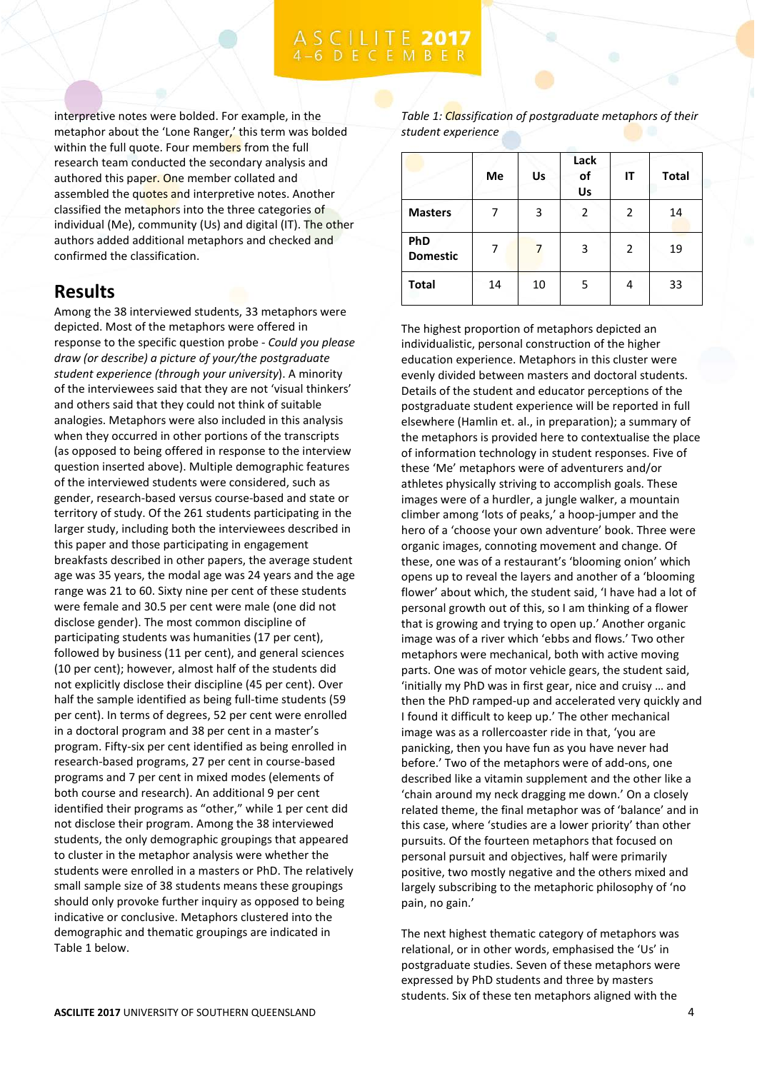interpretive notes were bolded. For example, in the metaphor about the 'Lone Ranger,' this term was bolded within the full quote. Four members from the full research team conducted the secondary analysis and authored this paper. One member collated and assembled the quotes and interpretive notes. Another classified the metaphors into the three categories of individual (Me), community (Us) and digital (IT). The other authors added additional metaphors and checked and confirmed the classification.

## Results

Among the 38 interviewed students, 33 metaphors were depicted. Most of the metaphors were offered in response to the specific question probe - *Could you please draw (or describe) a picture of your/the postgraduate student experience (through your university)*. A minority of the interviewees said that they are not 'visual thinkers' and others said that they could not think of suitable analogies. Metaphors were also included in this analysis when they occurred in other portions of the transcripts (as opposed to being offered in response to the interview question inserted above). Multiple demographic features of the interviewed students were considered, such as gender, research-based versus course-based and state or territory of study. Of the 261 students participating in the larger study, including both the interviewees described in this paper and those participating in engagement breakfasts described in other papers, the average student age was 35 years, the modal age was 24 years and the age range was 21 to 60. Sixty nine per cent of these students were female and 30.5 per cent were male (one did not disclose gender). The most common discipline of participating students was humanities (17 per cent), followed by business (11 per cent), and general sciences (10 per cent); however, almost half of the students did not explicitly disclose their discipline (45 per cent). Over half the sample identified as being full-time students (59 per cent). In terms of degrees, 52 per cent were enrolled in a doctoral program and 38 per cent in a master's program. Fifty-six per cent identified as being enrolled in research-based programs, 27 per cent in course-based programs and 7 per cent in mixed modes (elements of both course and research). An additional 9 per cent identified their programs as "other," while 1 per cent did not disclose their program. Among the 38 interviewed students, the only demographic groupings that appeared to cluster in the metaphor analysis were whether the students were enrolled in a masters or PhD. The relatively small sample size of 38 students means these groupings should only provoke further inquiry as opposed to being indicative or conclusive. Metaphors clustered into the demographic and thematic groupings are indicated in Table 1 below.

*Table 1: Classification of postgraduate metaphors of their student experience*

| | Me | Us | Lack of Us | IT | Total |
|---|---|---|---|---|---|
| **Masters** | 7 | 3 | 2 | 2 | 14 |
| **PhD Domestic** | 7 | 7 | 3 | 2 | 19 |
| **Total** | 14 | 10 | 5 | 4 | 33 |

The highest proportion of metaphors depicted an individualistic, personal construction of the higher education experience. Metaphors in this cluster were evenly divided between masters and doctoral students. Details of the student and educator perceptions of the postgraduate student experience will be reported in full elsewhere (Hamlin et. al., in preparation); a summary of the metaphors is provided here to contextualise the place of information technology in student responses. Five of these 'Me' metaphors were of adventurers and/or athletes physically striving to accomplish goals. These images were of a hurdler, a jungle walker, a mountain climber among 'lots of peaks,' a hoop-jumper and the hero of a 'choose your own adventure' book. Three were organic images, connoting movement and change. Of these, one was of a restaurant's 'blooming onion' which opens up to reveal the layers and another of a 'blooming flower' about which, the student said, 'I have had a lot of personal growth out of this, so I am thinking of a flower that is growing and trying to open up.' Another organic image was of a river which 'ebbs and flows.' Two other metaphors were mechanical, both with active moving parts. One was of motor vehicle gears, the student said, 'initially my PhD was in first gear, nice and cruisy … and then the PhD ramped-up and accelerated very quickly and I found it difficult to keep up.' The other mechanical image was as a rollercoaster ride in that, 'you are panicking, then you have fun as you have never had before.' Two of the metaphors were of add-ons, one described like a vitamin supplement and the other like a 'chain around my neck dragging me down.' On a closely related theme, the final metaphor was of 'balance' and in this case, where 'studies are a lower priority' than other pursuits. Of the fourteen metaphors that focused on personal pursuit and objectives, half were primarily positive, two mostly negative and the others mixed and largely subscribing to the metaphoric philosophy of 'no pain, no gain.'

The next highest thematic category of metaphors was relational, or in other words, emphasised the 'Us' in postgraduate studies. Seven of these metaphors were expressed by PhD students and three by masters students. Six of these ten metaphors aligned with the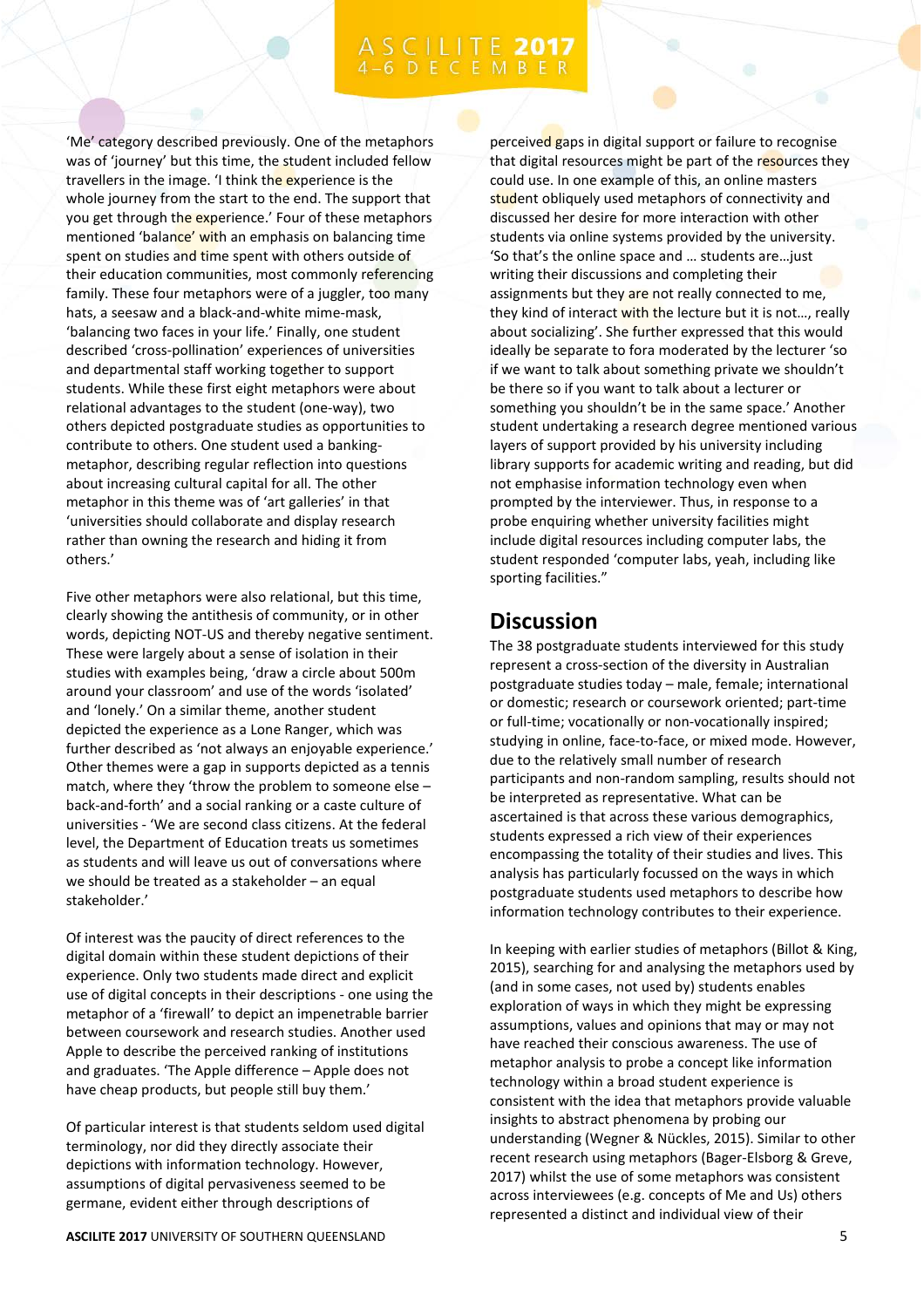'Me' category described previously. One of the metaphors was of 'journey' but this time, the student included fellow travellers in the image. 'I think the experience is the whole journey from the start to the end. The support that you get through the experience.' Four of these metaphors mentioned 'balance' with an emphasis on balancing time spent on studies and time spent with others outside of their education communities, most commonly referencing family. These four metaphors were of a juggler, too many hats, a seesaw and a black-and-white mime-mask, 'balancing two faces in your life.' Finally, one student described 'cross-pollination' experiences of universities and departmental staff working together to support students. While these first eight metaphors were about relational advantages to the student (one-way), two others depicted postgraduate studies as opportunities to contribute to others. One student used a banking-metaphor, describing regular reflection into questions about increasing cultural capital for all. The other metaphor in this theme was of 'art galleries' in that 'universities should collaborate and display research rather than owning the research and hiding it from others.'

Five other metaphors were also relational, but this time, clearly showing the antithesis of community, or in other words, depicting NOT-US and thereby negative sentiment. These were largely about a sense of isolation in their studies with examples being, 'draw a circle about 500m around your classroom' and use of the words 'isolated' and 'lonely.' On a similar theme, another student depicted the experience as a Lone Ranger, which was further described as 'not always an enjoyable experience.' Other themes were a gap in supports depicted as a tennis match, where they 'throw the problem to someone else – back-and-forth' and a social ranking or a caste culture of universities - 'We are second class citizens. At the federal level, the Department of Education treats us sometimes as students and will leave us out of conversations where we should be treated as a stakeholder – an equal stakeholder.'

Of interest was the paucity of direct references to the digital domain within these student depictions of their experience. Only two students made direct and explicit use of digital concepts in their descriptions - one using the metaphor of a 'firewall' to depict an impenetrable barrier between coursework and research studies. Another used Apple to describe the perceived ranking of institutions and graduates. 'The Apple difference – Apple does not have cheap products, but people still buy them.'

Of particular interest is that students seldom used digital terminology, nor did they directly associate their depictions with information technology. However, assumptions of digital pervasiveness seemed to be germane, evident either through descriptions of perceived gaps in digital support or failure to recognise that digital resources might be part of the resources they could use. In one example of this, an online masters student obliquely used metaphors of connectivity and discussed her desire for more interaction with other students via online systems provided by the university. 'So that's the online space and … students are…just writing their discussions and completing their assignments but they are not really connected to me, they kind of interact with the lecture but it is not…, really about socializing'. She further expressed that this would ideally be separate to fora moderated by the lecturer 'so if we want to talk about something private we shouldn't be there so if you want to talk about a lecturer or something you shouldn't be in the same space.' Another student undertaking a research degree mentioned various layers of support provided by his university including library supports for academic writing and reading, but did not emphasise information technology even when prompted by the interviewer. Thus, in response to a probe enquiring whether university facilities might include digital resources including computer labs, the student responded 'computer labs, yeah, including like sporting facilities."

## Discussion

The 38 postgraduate students interviewed for this study represent a cross-section of the diversity in Australian postgraduate studies today – male, female; international or domestic; research or coursework oriented; part-time or full-time; vocationally or non-vocationally inspired; studying in online, face-to-face, or mixed mode. However, due to the relatively small number of research participants and non-random sampling, results should not be interpreted as representative. What can be ascertained is that across these various demographics, students expressed a rich view of their experiences encompassing the totality of their studies and lives. This analysis has particularly focussed on the ways in which postgraduate students used metaphors to describe how information technology contributes to their experience.

In keeping with earlier studies of metaphors (Billot & King, 2015), searching for and analysing the metaphors used by (and in some cases, not used by) students enables exploration of ways in which they might be expressing assumptions, values and opinions that may or may not have reached their conscious awareness. The use of metaphor analysis to probe a concept like information technology within a broad student experience is consistent with the idea that metaphors provide valuable insights to abstract phenomena by probing our understanding (Wegner & Nückles, 2015). Similar to other recent research using metaphors (Bager-Elsborg & Greve, 2017) whilst the use of some metaphors was consistent across interviewees (e.g. concepts of Me and Us) others represented a distinct and individual view of their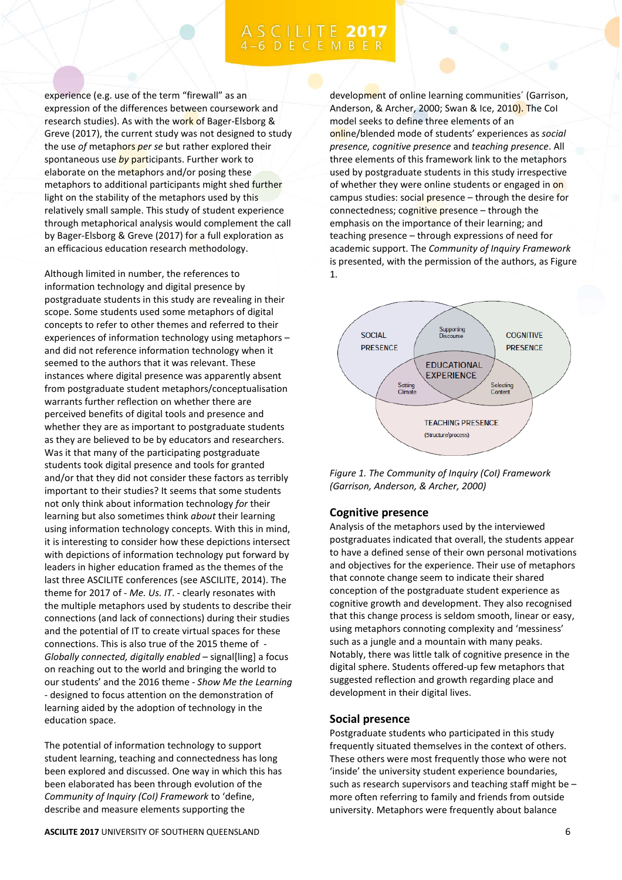experience (e.g. use of the term "firewall" as an expression of the differences between coursework and research studies). As with the work of Bager-Elsborg & Greve (2017), the current study was not designed to study the use *of* metaphors *per se* but rather explored their spontaneous use *by* participants. Further work to elaborate on the metaphors and/or posing these metaphors to additional participants might shed further light on the stability of the metaphors used by this relatively small sample. This study of student experience through metaphorical analysis would complement the call by Bager-Elsborg & Greve (2017) for a full exploration as an efficacious education research methodology.

Although limited in number, the references to information technology and digital presence by postgraduate students in this study are revealing in their scope. Some students used some metaphors of digital concepts to refer to other themes and referred to their experiences of information technology using metaphors – and did not reference information technology when it seemed to the authors that it was relevant. These instances where digital presence was apparently absent from postgraduate student metaphors/conceptualisation warrants further reflection on whether there are perceived benefits of digital tools and presence and whether they are as important to postgraduate students as they are believed to be by educators and researchers. Was it that many of the participating postgraduate students took digital presence and tools for granted and/or that they did not consider these factors as terribly important to their studies? It seems that some students not only think about information technology *for* their learning but also sometimes think *about* their learning using information technology concepts. With this in mind, it is interesting to consider how these depictions intersect with depictions of information technology put forward by leaders in higher education framed as the themes of the last three ASCILITE conferences (see ASCILITE, 2014). The theme for 2017 of - *Me. Us. IT.* - clearly resonates with the multiple metaphors used by students to describe their connections (and lack of connections) during their studies and the potential of IT to create virtual spaces for these connections. This is also true of the 2015 theme of - *Globally connected, digitally enabled* – signal[ling] a focus on reaching out to the world and bringing the world to our students' and the 2016 theme - *Show Me the Learning* - designed to focus attention on the demonstration of learning aided by the adoption of technology in the education space.

The potential of information technology to support student learning, teaching and connectedness has long been explored and discussed. One way in which this has been elaborated has been through evolution of the *Community of Inquiry (CoI) Framework* to 'define, describe and measure elements supporting the development of online learning communities' (Garrison, Anderson, & Archer, 2000; Swan & Ice, 2010). The CoI model seeks to define three elements of an online/blended mode of students' experiences as *social presence, cognitive presence* and *teaching presence*. All three elements of this framework link to the metaphors used by postgraduate students in this study irrespective of whether they were online students or engaged in on campus studies: social presence – through the desire for connectedness; cognitive presence – through the emphasis on the importance of their learning; and teaching presence – through expressions of need for academic support. The *Community of Inquiry Framework* is presented, with the permission of the authors, as Figure 1.

*Figure 1. The Community of Inquiry (CoI) Framework (Garrison, Anderson, & Archer, 2000)*

## Cognitive presence

Analysis of the metaphors used by the interviewed postgraduates indicated that overall, the students appear to have a defined sense of their own personal motivations and objectives for the experience. Their use of metaphors that connote change seem to indicate their shared conception of the postgraduate student experience as cognitive growth and development. They also recognised that this change process is seldom smooth, linear or easy, using metaphors connoting complexity and 'messiness' such as a jungle and a mountain with many peaks. Notably, there was little talk of cognitive presence in the digital sphere. Students offered-up few metaphors that suggested reflection and growth regarding place and development in their digital lives.

## Social presence

Postgraduate students who participated in this study frequently situated themselves in the context of others. These others were most frequently those who were not 'inside' the university student experience boundaries, such as research supervisors and teaching staff might be – more often referring to family and friends from outside university. Metaphors were frequently about balance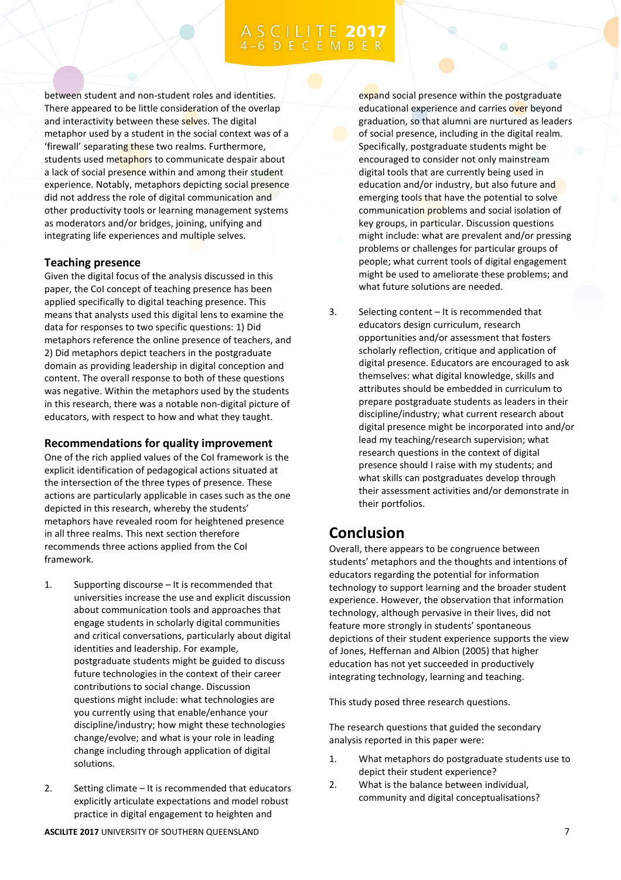between student and non-student roles and identities. There appeared to be little consideration of the overlap and interactivity between these selves. The digital metaphor used by a student in the social context was of a 'firewall' separating these two realms. Furthermore, students used metaphors to communicate despair about a lack of social presence within and among their student experience. Notably, metaphors depicting social presence did not address the role of digital communication and other productivity tools or learning management systems as moderators and/or bridges, joining, unifying and integrating life experiences and multiple selves.

### Teaching presence

Given the digital focus of the analysis discussed in this paper, the CoI concept of teaching presence has been applied specifically to digital teaching presence. This means that analysts used this digital lens to examine the data for responses to two specific questions: 1) Did metaphors reference the online presence of teachers, and 2) Did metaphors depict teachers in the postgraduate domain as providing leadership in digital conception and content. The overall response to both of these questions was negative. Within the metaphors used by the students in this research, there was a notable non-digital picture of educators, with respect to how and what they taught.

### Recommendations for quality improvement

One of the rich applied values of the CoI framework is the explicit identification of pedagogical actions situated at the intersection of the three types of presence. These actions are particularly applicable in cases such as the one depicted in this research, whereby the students' metaphors have revealed room for heightened presence in all three realms. This next section therefore recommends three actions applied from the CoI framework.

1. Supporting discourse – It is recommended that universities increase the use and explicit discussion about communication tools and approaches that engage students in scholarly digital communities and critical conversations, particularly about digital identities and leadership. For example, postgraduate students might be guided to discuss future technologies in the context of their career contributions to social change. Discussion questions might include: what technologies are you currently using that enable/enhance your discipline/industry; how might these technologies change/evolve; and what is your role in leading change including through application of digital solutions.

2. Setting climate – It is recommended that educators explicitly articulate expectations and model robust practice in digital engagement to heighten and expand social presence within the postgraduate educational experience and carries over beyond graduation, so that alumni are nurtured as leaders of social presence, including in the digital realm. Specifically, postgraduate students might be encouraged to consider not only mainstream digital tools that are currently being used in education and/or industry, but also future and emerging tools that have the potential to solve communication problems and social isolation of key groups, in particular. Discussion questions might include: what are prevalent and/or pressing problems or challenges for particular groups of people; what current tools of digital engagement might be used to ameliorate these problems; and what future solutions are needed.

3. Selecting content – It is recommended that educators design curriculum, research opportunities and/or assessment that fosters scholarly reflection, critique and application of digital presence. Educators are encouraged to ask themselves: what digital knowledge, skills and attributes should be embedded in curriculum to prepare postgraduate students as leaders in their discipline/industry; what current research about digital presence might be incorporated into and/or lead my teaching/research supervision; what research questions in the context of digital presence should I raise with my students; and what skills can postgraduates develop through their assessment activities and/or demonstrate in their portfolios.

## Conclusion

Overall, there appears to be congruence between students' metaphors and the thoughts and intentions of educators regarding the potential for information technology to support learning and the broader student experience. However, the observation that information technology, although pervasive in their lives, did not feature more strongly in students' spontaneous depictions of their student experience supports the view of Jones, Heffernan and Albion (2005) that higher education has not yet succeeded in productively integrating technology, learning and teaching.

This study posed three research questions.

The research questions that guided the secondary analysis reported in this paper were:

1. What metaphors do postgraduate students use to depict their student experience?
2. What is the balance between individual, community and digital conceptualisations?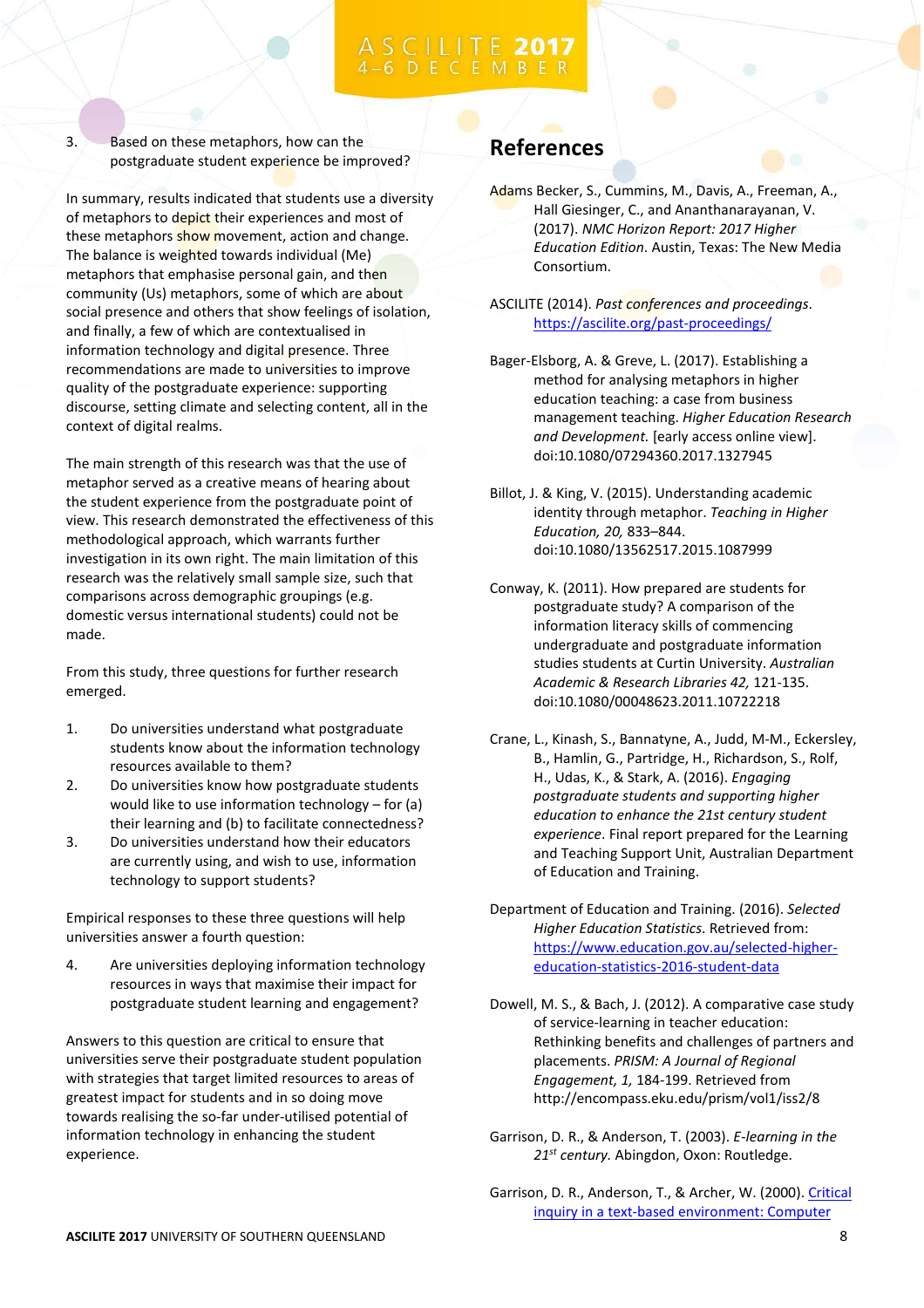3. Based on these metaphors, how can the postgraduate student experience be improved?

In summary, results indicated that students use a diversity of metaphors to depict their experiences and most of these metaphors show movement, action and change. The balance is weighted towards individual (Me) metaphors that emphasise personal gain, and then community (Us) metaphors, some of which are about social presence and others that show feelings of isolation, and finally, a few of which are contextualised in information technology and digital presence. Three recommendations are made to universities to improve quality of the postgraduate experience: supporting discourse, setting climate and selecting content, all in the context of digital realms.

The main strength of this research was that the use of metaphor served as a creative means of hearing about the student experience from the postgraduate point of view. This research demonstrated the effectiveness of this methodological approach, which warrants further investigation in its own right. The main limitation of this research was the relatively small sample size, such that comparisons across demographic groupings (e.g. domestic versus international students) could not be made.

From this study, three questions for further research emerged.

1. Do universities understand what postgraduate students know about the information technology resources available to them?
2. Do universities know how postgraduate students would like to use information technology – for (a) their learning and (b) to facilitate connectedness?
3. Do universities understand how their educators are currently using, and wish to use, information technology to support students?

Empirical responses to these three questions will help universities answer a fourth question:

4. Are universities deploying information technology resources in ways that maximise their impact for postgraduate student learning and engagement?

Answers to this question are critical to ensure that universities serve their postgraduate student population with strategies that target limited resources to areas of greatest impact for students and in so doing move towards realising the so-far under-utilised potential of information technology in enhancing the student experience.

## References

Adams Becker, S., Cummins, M., Davis, A., Freeman, A., Hall Giesinger, C., and Ananthanarayanan, V. (2017). *NMC Horizon Report: 2017 Higher Education Edition*. Austin, Texas: The New Media Consortium.

ASCILITE (2014). *Past conferences and proceedings*. https://ascilite.org/past-proceedings/

Bager-Elsborg, A. & Greve, L. (2017). Establishing a method for analysing metaphors in higher education teaching: a case from business management teaching. *Higher Education Research and Development.* [early access online view]. doi:10.1080/07294360.2017.1327945

Billot, J. & King, V. (2015). Understanding academic identity through metaphor. *Teaching in Higher Education, 20,* 833–844. doi:10.1080/13562517.2015.1087999

Conway, K. (2011). How prepared are students for postgraduate study? A comparison of the information literacy skills of commencing undergraduate and postgraduate information studies students at Curtin University. *Australian Academic & Research Libraries 42,* 121-135. doi:10.1080/00048623.2011.10722218

Crane, L., Kinash, S., Bannatyne, A., Judd, M-M., Eckersley, B., Hamlin, G., Partridge, H., Richardson, S., Rolf, H., Udas, K., & Stark, A. (2016). *Engaging postgraduate students and supporting higher education to enhance the 21st century student experience*. Final report prepared for the Learning and Teaching Support Unit, Australian Department of Education and Training.

Department of Education and Training. (2016). *Selected Higher Education Statistics*. Retrieved from: https://www.education.gov.au/selected-higher-education-statistics-2016-student-data

Dowell, M. S., & Bach, J. (2012). A comparative case study of service-learning in teacher education: Rethinking benefits and challenges of partners and placements. *PRISM: A Journal of Regional Engagement, 1,* 184-199. Retrieved from http://encompass.eku.edu/prism/vol1/iss2/8

Garrison, D. R., & Anderson, T. (2003). *E-learning in the 21st century.* Abingdon, Oxon: Routledge.

Garrison, D. R., Anderson, T., & Archer, W. (2000). Critical inquiry in a text-based environment: Computer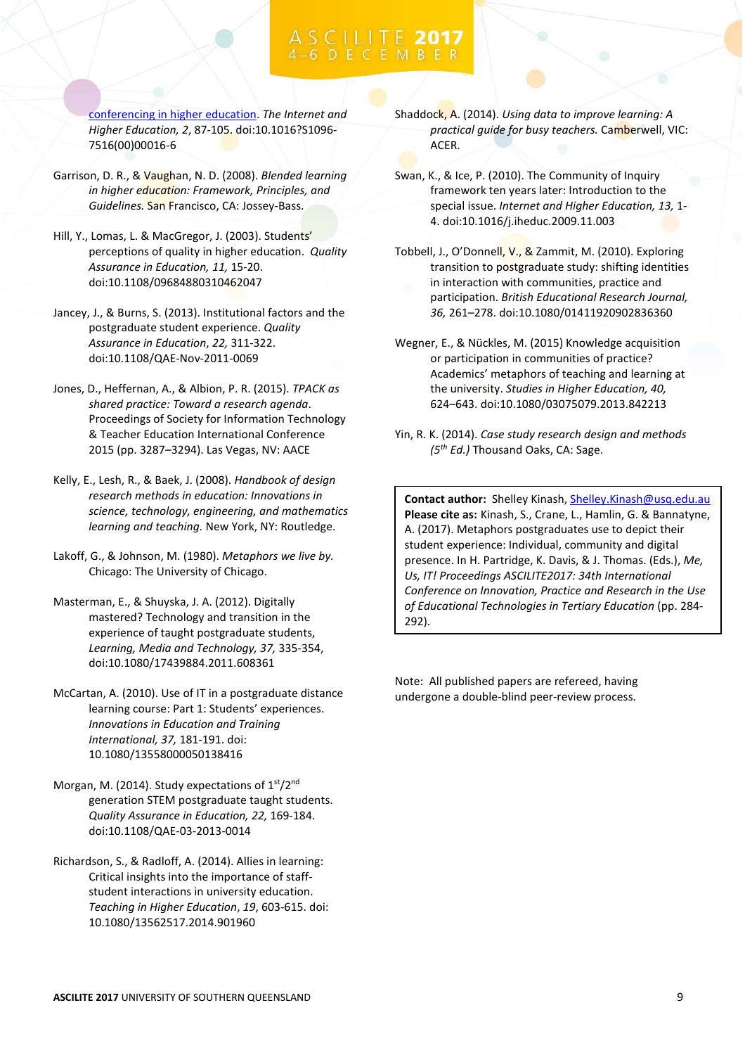[conferencing in higher education](#). *The Internet and Higher Education, 2*, 87-105. doi:10.1016?S1096-7516(00)00016-6

Garrison, D. R., & Vaughan, N. D. (2008). *Blended learning in higher education: Framework, Principles, and Guidelines.* San Francisco, CA: Jossey-Bass.

Hill, Y., Lomas, L. & MacGregor, J. (2003). Students' perceptions of quality in higher education. *Quality Assurance in Education, 11,* 15-20. doi:10.1108/09684880310462047

Jancey, J., & Burns, S. (2013). Institutional factors and the postgraduate student experience. *Quality Assurance in Education*, *22,* 311-322. doi:10.1108/QAE-Nov-2011-0069

Jones, D., Heffernan, A., & Albion, P. R. (2015). *TPACK as shared practice: Toward a research agenda*. Proceedings of Society for Information Technology & Teacher Education International Conference 2015 (pp. 3287–3294). Las Vegas, NV: AACE

Kelly, E., Lesh, R., & Baek, J. (2008). *Handbook of design research methods in education: Innovations in science, technology, engineering, and mathematics learning and teaching.* New York, NY: Routledge.

Lakoff, G., & Johnson, M. (1980). *Metaphors we live by.* Chicago: The University of Chicago.

Masterman, E., & Shuyska, J. A. (2012). Digitally mastered? Technology and transition in the experience of taught postgraduate students, *Learning, Media and Technology, 37,* 335-354, doi:10.1080/17439884.2011.608361

McCartan, A. (2010). Use of IT in a postgraduate distance learning course: Part 1: Students' experiences. *Innovations in Education and Training International, 37,* 181-191. doi: 10.1080/13558000050138416

Morgan, M. (2014). Study expectations of 1st/2nd generation STEM postgraduate taught students. *Quality Assurance in Education, 22,* 169-184. doi:10.1108/QAE-03-2013-0014

Richardson, S., & Radloff, A. (2014). Allies in learning: Critical insights into the importance of staff-student interactions in university education. *Teaching in Higher Education*, *19*, 603-615. doi: 10.1080/13562517.2014.901960

Shaddock, A. (2014). *Using data to improve learning: A practical guide for busy teachers.* Camberwell, VIC: ACER.

Swan, K., & Ice, P. (2010). The Community of Inquiry framework ten years later: Introduction to the special issue. *Internet and Higher Education, 13,* 1-4. doi:10.1016/j.iheduc.2009.11.003

Tobbell, J., O'Donnell, V., & Zammit, M. (2010). Exploring transition to postgraduate study: shifting identities in interaction with communities, practice and participation. *British Educational Research Journal, 36,* 261–278. doi:10.1080/01411920902836360

Wegner, E., & Nückles, M. (2015) Knowledge acquisition or participation in communities of practice? Academics' metaphors of teaching and learning at the university. *Studies in Higher Education, 40,* 624–643. doi:10.1080/03075079.2013.842213

Yin, R. K. (2014). *Case study research design and methods (5th Ed.)* Thousand Oaks, CA: Sage.

**Contact author:** Shelley Kinash, [Shelley.Kinash@usq.edu.au](mailto:Shelley.Kinash@usq.edu.au)
**Please cite as:** Kinash, S., Crane, L., Hamlin, G. & Bannatyne, A. (2017). Metaphors postgraduates use to depict their student experience: Individual, community and digital presence. In H. Partridge, K. Davis, & J. Thomas. (Eds.), *Me, Us, IT! Proceedings ASCILITE2017: 34th International Conference on Innovation, Practice and Research in the Use of Educational Technologies in Tertiary Education* (pp. 284-292).

Note: All published papers are refereed, having undergone a double-blind peer-review process.